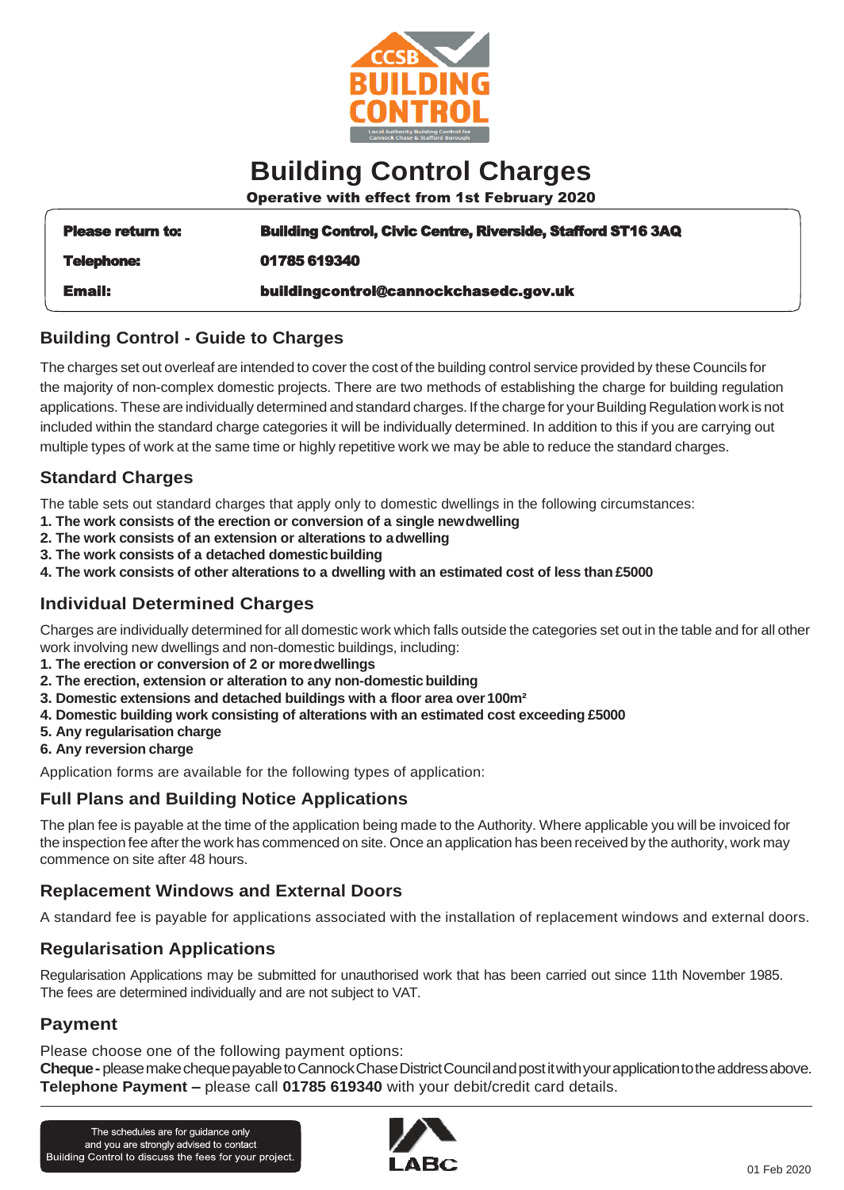CCSB BUILDING CONTROL

Local Authority Building Control for Cannock Chase & Stafford Borough

# Building Control Charges

**Operative with effect from 1st February 2020**

| | |
|---|---|
| **Please return to:** | **Building Control, Civic Centre, Riverside, Stafford ST16 3AQ** |
| **Telephone:** | **01785 619340** |
| **Email:** | **buildingcontrol@cannockchasedc.gov.uk** |

## Building Control - Guide to Charges

The charges set out overleaf are intended to cover the cost of the building control service provided by these Councils for the majority of non-complex domestic projects. There are two methods of establishing the charge for building regulation applications. These are individually determined and standard charges. If the charge for your Building Regulation work is not included within the standard charge categories it will be individually determined. In addition to this if you are carrying out multiple types of work at the same time or highly repetitive work we may be able to reduce the standard charges.

## Standard Charges

The table sets out standard charges that apply only to domestic dwellings in the following circumstances:

**1. The work consists of the erection or conversion of a single new dwelling**
**2. The work consists of an extension or alterations to a dwelling**
**3. The work consists of a detached domestic building**
**4. The work consists of other alterations to a dwelling with an estimated cost of less than £5000**

## Individual Determined Charges

Charges are individually determined for all domestic work which falls outside the categories set out in the table and for all other work involving new dwellings and non-domestic buildings, including:

**1. The erection or conversion of 2 or more dwellings**
**2. The erection, extension or alteration to any non-domestic building**
**3. Domestic extensions and detached buildings with a floor area over 100m²**
**4. Domestic building work consisting of alterations with an estimated cost exceeding £5000**
**5. Any regularisation charge**
**6. Any reversion charge**

Application forms are available for the following types of application:

## Full Plans and Building Notice Applications

The plan fee is payable at the time of the application being made to the Authority. Where applicable you will be invoiced for the inspection fee after the work has commenced on site. Once an application has been received by the authority, work may commence on site after 48 hours.

## Replacement Windows and External Doors

A standard fee is payable for applications associated with the installation of replacement windows and external doors.

## Regularisation Applications

Regularisation Applications may be submitted for unauthorised work that has been carried out since 11th November 1985. The fees are determined individually and are not subject to VAT.

## Payment

Please choose one of the following payment options:

**Cheque -** please make cheque payable to Cannock Chase District Council and post it with your application to the address above.
**Telephone Payment –** please call **01785 619340** with your debit/credit card details.

The schedules are for guidance only and you are strongly advised to contact Building Control to discuss the fees for your project.

LABC

01 Feb 2020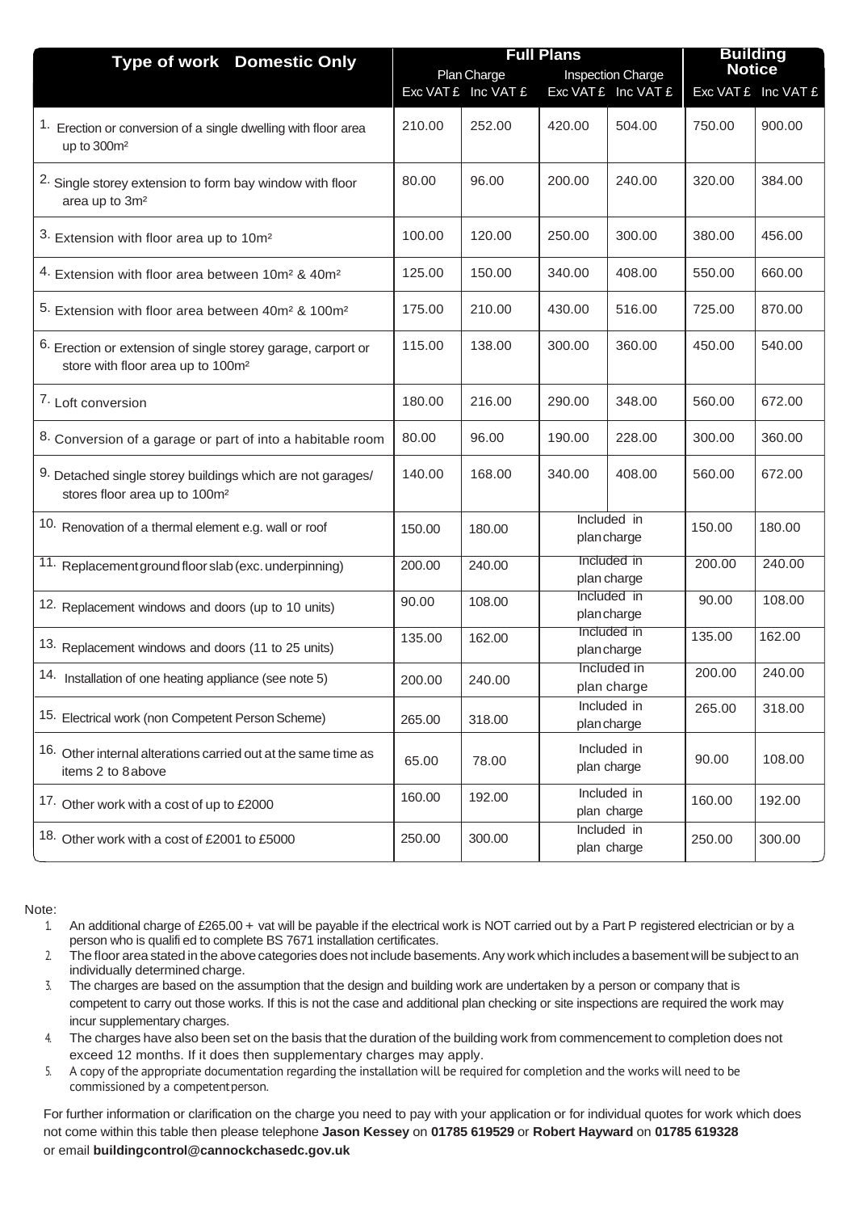| Type of work Domestic Only | Full Plans | | | | Building Notice | |
|---|---|---|---|---|---|---|
| | Plan Charge | | Inspection Charge | | | |
| | Exc VAT £ | Inc VAT £ | Exc VAT £ | Inc VAT £ | Exc VAT £ | Inc VAT £ |
| 1. Erection or conversion of a single dwelling with floor area up to 300m² | 210.00 | 252.00 | 420.00 | 504.00 | 750.00 | 900.00 |
| 2. Single storey extension to form bay window with floor area up to 3m² | 80.00 | 96.00 | 200.00 | 240.00 | 320.00 | 384.00 |
| 3. Extension with floor area up to 10m² | 100.00 | 120.00 | 250.00 | 300.00 | 380.00 | 456.00 |
| 4. Extension with floor area between 10m² & 40m² | 125.00 | 150.00 | 340.00 | 408.00 | 550.00 | 660.00 |
| 5. Extension with floor area between 40m² & 100m² | 175.00 | 210.00 | 430.00 | 516.00 | 725.00 | 870.00 |
| 6. Erection or extension of single storey garage, carport or store with floor area up to 100m² | 115.00 | 138.00 | 300.00 | 360.00 | 450.00 | 540.00 |
| 7. Loft conversion | 180.00 | 216.00 | 290.00 | 348.00 | 560.00 | 672.00 |
| 8. Conversion of a garage or part of into a habitable room | 80.00 | 96.00 | 190.00 | 228.00 | 300.00 | 360.00 |
| 9. Detached single storey buildings which are not garages/ stores floor area up to 100m² | 140.00 | 168.00 | 340.00 | 408.00 | 560.00 | 672.00 |
| 10. Renovation of a thermal element e.g. wall or roof | 150.00 | 180.00 | Included in plan charge | | 150.00 | 180.00 |
| 11. Replacement ground floor slab (exc. underpinning) | 200.00 | 240.00 | Included in plan charge | | 200.00 | 240.00 |
| 12. Replacement windows and doors (up to 10 units) | 90.00 | 108.00 | Included in plan charge | | 90.00 | 108.00 |
| 13. Replacement windows and doors (11 to 25 units) | 135.00 | 162.00 | Included in plan charge | | 135.00 | 162.00 |
| 14. Installation of one heating appliance (see note 5) | 200.00 | 240.00 | Included in plan charge | | 200.00 | 240.00 |
| 15. Electrical work (non Competent Person Scheme) | 265.00 | 318.00 | Included in plan charge | | 265.00 | 318.00 |
| 16. Other internal alterations carried out at the same time as items 2 to 8 above | 65.00 | 78.00 | Included in plan charge | | 90.00 | 108.00 |
| 17. Other work with a cost of up to £2000 | 160.00 | 192.00 | Included in plan charge | | 160.00 | 192.00 |
| 18. Other work with a cost of £2001 to £5000 | 250.00 | 300.00 | Included in plan charge | | 250.00 | 300.00 |

Note:

1. An additional charge of £265.00 + vat will be payable if the electrical work is NOT carried out by a Part P registered electrician or by a person who is qualified to complete BS 7671 installation certificates.
2. The floor area stated in the above categories does not include basements. Any work which includes a basement will be subject to an individually determined charge.
3. The charges are based on the assumption that the design and building work are undertaken by a person or company that is competent to carry out those works. If this is not the case and additional plan checking or site inspections are required the work may incur supplementary charges.
4. The charges have also been set on the basis that the duration of the building work from commencement to completion does not exceed 12 months. If it does then supplementary charges may apply.
5. A copy of the appropriate documentation regarding the installation will be required for completion and the works will need to be commissioned by a competent person.

For further information or clarification on the charge you need to pay with your application or for individual quotes for work which does not come within this table then please telephone **Jason Kessey** on **01785 619529** or **Robert Hayward** on **01785 619328** or email **buildingcontrol@cannockchasedc.gov.uk**